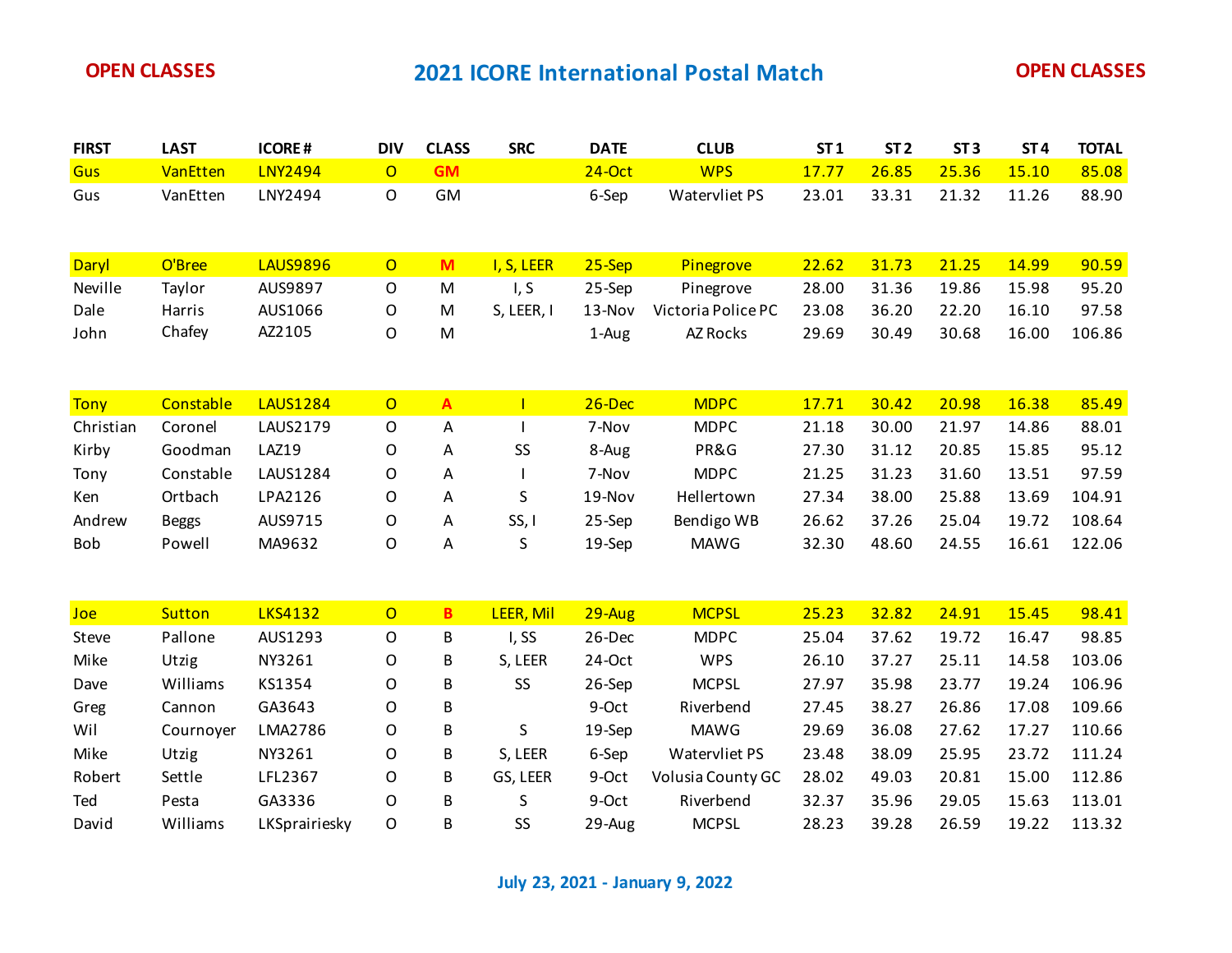**OPEN CLASSES**

# 2021 ICORE International Postal Match

**OPEN CLASSES**

| FIRST | LAST | ICORE # | DIV | CLASS | SRC | DATE | CLUB | ST 1 | ST 2 | ST 3 | ST 4 | TOTAL |
|---|---|---|---|---|---|---|---|---|---|---|---|---|
| Gus | VanEtten | LNY2494 | O | **GM** | | 24-Oct | WPS | 17.77 | 26.85 | 25.36 | 15.10 | 85.08 |
| Gus | VanEtten | LNY2494 | O | GM | | 6-Sep | Watervliet PS | 23.01 | 33.31 | 21.32 | 11.26 | 88.90 |
| | | | | | | | | | | | | |
| Daryl | O'Bree | LAUS9896 | O | **M** | I, S, LEER | 25-Sep | Pinegrove | 22.62 | 31.73 | 21.25 | 14.99 | 90.59 |
| Neville | Taylor | AUS9897 | O | M | I, S | 25-Sep | Pinegrove | 28.00 | 31.36 | 19.86 | 15.98 | 95.20 |
| Dale | Harris | AUS1066 | O | M | S, LEER, I | 13-Nov | Victoria Police PC | 23.08 | 36.20 | 22.20 | 16.10 | 97.58 |
| John | Chafey | AZ2105 | O | M | | 1-Aug | AZ Rocks | 29.69 | 30.49 | 30.68 | 16.00 | 106.86 |
| | | | | | | | | | | | | |
| Tony | Constable | LAUS1284 | O | **A** | I | 26-Dec | MDPC | 17.71 | 30.42 | 20.98 | 16.38 | 85.49 |
| Christian | Coronel | LAUS2179 | O | A | I | 7-Nov | MDPC | 21.18 | 30.00 | 21.97 | 14.86 | 88.01 |
| Kirby | Goodman | LAZ19 | O | A | SS | 8-Aug | PR&G | 27.30 | 31.12 | 20.85 | 15.85 | 95.12 |
| Tony | Constable | LAUS1284 | O | A | I | 7-Nov | MDPC | 21.25 | 31.23 | 31.60 | 13.51 | 97.59 |
| Ken | Ortbach | LPA2126 | O | A | S | 19-Nov | Hellertown | 27.34 | 38.00 | 25.88 | 13.69 | 104.91 |
| Andrew | Beggs | AUS9715 | O | A | SS, I | 25-Sep | Bendigo WB | 26.62 | 37.26 | 25.04 | 19.72 | 108.64 |
| Bob | Powell | MA9632 | O | A | S | 19-Sep | MAWG | 32.30 | 48.60 | 24.55 | 16.61 | 122.06 |
| | | | | | | | | | | | | |
| Joe | Sutton | LKS4132 | O | **B** | LEER, Mil | 29-Aug | MCPSL | 25.23 | 32.82 | 24.91 | 15.45 | 98.41 |
| Steve | Pallone | AUS1293 | O | B | I, SS | 26-Dec | MDPC | 25.04 | 37.62 | 19.72 | 16.47 | 98.85 |
| Mike | Utzig | NY3261 | O | B | S, LEER | 24-Oct | WPS | 26.10 | 37.27 | 25.11 | 14.58 | 103.06 |
| Dave | Williams | KS1354 | O | B | SS | 26-Sep | MCPSL | 27.97 | 35.98 | 23.77 | 19.24 | 106.96 |
| Greg | Cannon | GA3643 | O | B | | 9-Oct | Riverbend | 27.45 | 38.27 | 26.86 | 17.08 | 109.66 |
| Wil | Cournoyer | LMA2786 | O | B | S | 19-Sep | MAWG | 29.69 | 36.08 | 27.62 | 17.27 | 110.66 |
| Mike | Utzig | NY3261 | O | B | S, LEER | 6-Sep | Watervliet PS | 23.48 | 38.09 | 25.95 | 23.72 | 111.24 |
| Robert | Settle | LFL2367 | O | B | GS, LEER | 9-Oct | Volusia County GC | 28.02 | 49.03 | 20.81 | 15.00 | 112.86 |
| Ted | Pesta | GA3336 | O | B | S | 9-Oct | Riverbend | 32.37 | 35.96 | 29.05 | 15.63 | 113.01 |
| David | Williams | LKSprairiesky | O | B | SS | 29-Aug | MCPSL | 28.23 | 39.28 | 26.59 | 19.22 | 113.32 |

**July 23, 2021 - January 9, 2022**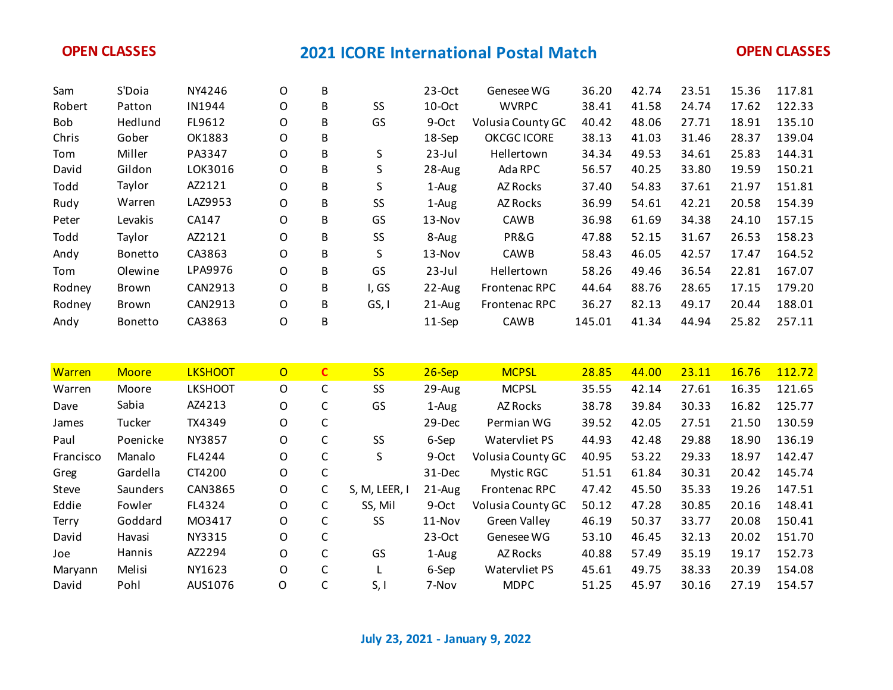**OPEN CLASSES**

# 2021 ICORE International Postal Match

**OPEN CLASSES**

| | | | | | | | | | | | | |
|---|---|---|---|---|---|---|---|---|---|---|---|---|
| Sam | S'Doia | NY4246 | O | B | | 23-Oct | Genesee WG | 36.20 | 42.74 | 23.51 | 15.36 | 117.81 |
| Robert | Patton | IN1944 | O | B | SS | 10-Oct | WVRPC | 38.41 | 41.58 | 24.74 | 17.62 | 122.33 |
| Bob | Hedlund | FL9612 | O | B | GS | 9-Oct | Volusia County GC | 40.42 | 48.06 | 27.71 | 18.91 | 135.10 |
| Chris | Gober | OK1883 | O | B | | 18-Sep | OKCGC ICORE | 38.13 | 41.03 | 31.46 | 28.37 | 139.04 |
| Tom | Miller | PA3347 | O | B | S | 23-Jul | Hellertown | 34.34 | 49.53 | 34.61 | 25.83 | 144.31 |
| David | Gildon | LOK3016 | O | B | S | 28-Aug | Ada RPC | 56.57 | 40.25 | 33.80 | 19.59 | 150.21 |
| Todd | Taylor | AZ2121 | O | B | S | 1-Aug | AZ Rocks | 37.40 | 54.83 | 37.61 | 21.97 | 151.81 |
| Rudy | Warren | LAZ9953 | O | B | SS | 1-Aug | AZ Rocks | 36.99 | 54.61 | 42.21 | 20.58 | 154.39 |
| Peter | Levakis | CA147 | O | B | GS | 13-Nov | CAWB | 36.98 | 61.69 | 34.38 | 24.10 | 157.15 |
| Todd | Taylor | AZ2121 | O | B | SS | 8-Aug | PR&G | 47.88 | 52.15 | 31.67 | 26.53 | 158.23 |
| Andy | Bonetto | CA3863 | O | B | S | 13-Nov | CAWB | 58.43 | 46.05 | 42.57 | 17.47 | 164.52 |
| Tom | Olewine | LPA9976 | O | B | GS | 23-Jul | Hellertown | 58.26 | 49.46 | 36.54 | 22.81 | 167.07 |
| Rodney | Brown | CAN2913 | O | B | I, GS | 22-Aug | Frontenac RPC | 44.64 | 88.76 | 28.65 | 17.15 | 179.20 |
| Rodney | Brown | CAN2913 | O | B | GS, I | 21-Aug | Frontenac RPC | 36.27 | 82.13 | 49.17 | 20.44 | 188.01 |
| Andy | Bonetto | CA3863 | O | B | | 11-Sep | CAWB | 145.01 | 41.34 | 44.94 | 25.82 | 257.11 |
| | | | | | | | | | | | | |
| Warren | Moore | LKSHOOT | O | C | SS | 26-Sep | MCPSL | 28.85 | 44.00 | 23.11 | 16.76 | 112.72 |
| Warren | Moore | LKSHOOT | O | C | SS | 29-Aug | MCPSL | 35.55 | 42.14 | 27.61 | 16.35 | 121.65 |
| Dave | Sabia | AZ4213 | O | C | GS | 1-Aug | AZ Rocks | 38.78 | 39.84 | 30.33 | 16.82 | 125.77 |
| James | Tucker | TX4349 | O | C | | 29-Dec | Permian WG | 39.52 | 42.05 | 27.51 | 21.50 | 130.59 |
| Paul | Poenicke | NY3857 | O | C | SS | 6-Sep | Watervliet PS | 44.93 | 42.48 | 29.88 | 18.90 | 136.19 |
| Francisco | Manalo | FL4244 | O | C | S | 9-Oct | Volusia County GC | 40.95 | 53.22 | 29.33 | 18.97 | 142.47 |
| Greg | Gardella | CT4200 | O | C | | 31-Dec | Mystic RGC | 51.51 | 61.84 | 30.31 | 20.42 | 145.74 |
| Steve | Saunders | CAN3865 | O | C | S, M, LEER, I | 21-Aug | Frontenac RPC | 47.42 | 45.50 | 35.33 | 19.26 | 147.51 |
| Eddie | Fowler | FL4324 | O | C | SS, Mil | 9-Oct | Volusia County GC | 50.12 | 47.28 | 30.85 | 20.16 | 148.41 |
| Terry | Goddard | MO3417 | O | C | SS | 11-Nov | Green Valley | 46.19 | 50.37 | 33.77 | 20.08 | 150.41 |
| David | Havasi | NY3315 | O | C | | 23-Oct | Genesee WG | 53.10 | 46.45 | 32.13 | 20.02 | 151.70 |
| Joe | Hannis | AZ2294 | O | C | GS | 1-Aug | AZ Rocks | 40.88 | 57.49 | 35.19 | 19.17 | 152.73 |
| Maryann | Melisi | NY1623 | O | C | L | 6-Sep | Watervliet PS | 45.61 | 49.75 | 38.33 | 20.39 | 154.08 |
| David | Pohl | AUS1076 | O | C | S, I | 7-Nov | MDPC | 51.25 | 45.97 | 30.16 | 27.19 | 154.57 |

**July 23, 2021 - January 9, 2022**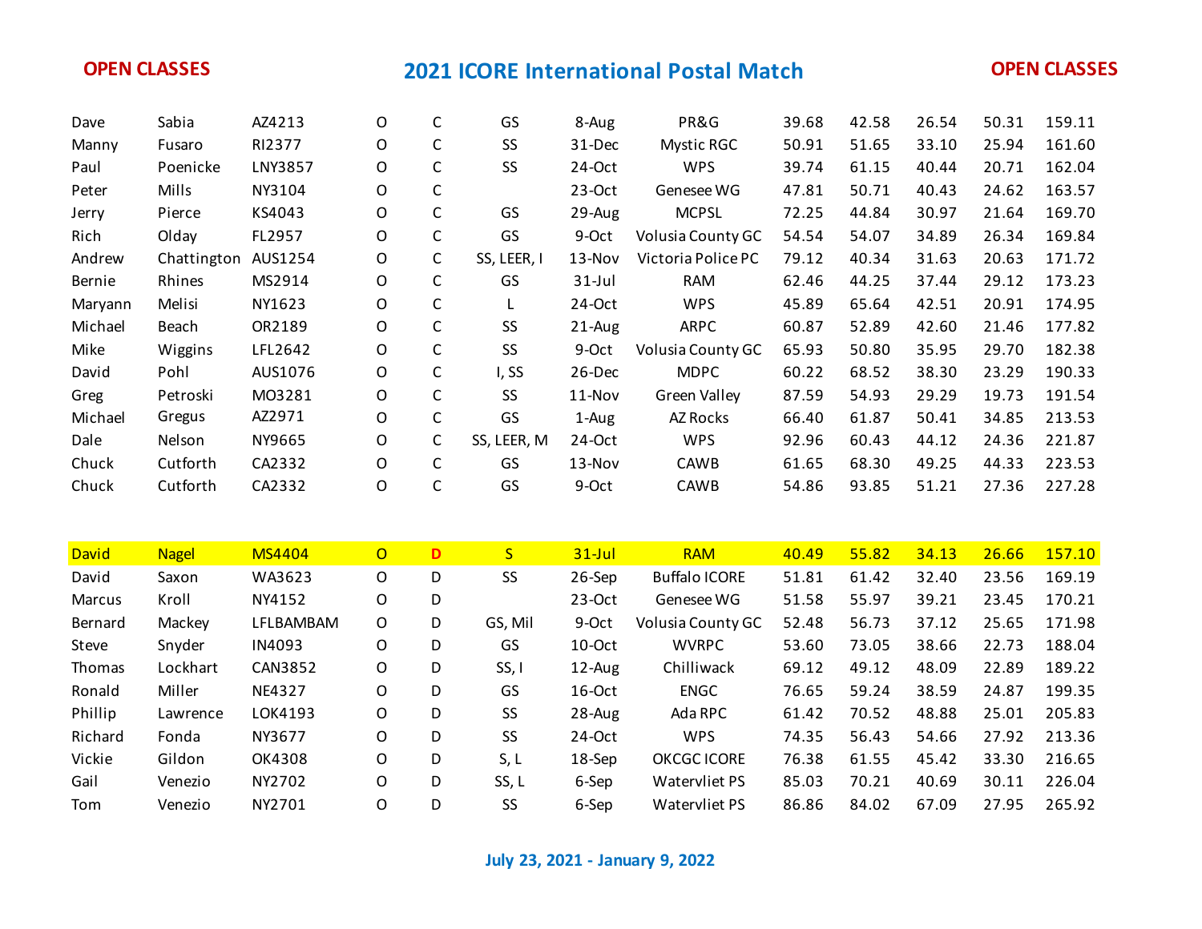**OPEN CLASSES**

# 2021 ICORE International Postal Match

**OPEN CLASSES**

| | | | | | | | | | | | | |
|---|---|---|---|---|---|---|---|---|---|---|---|---|
| Dave | Sabia | AZ4213 | O | C | GS | 8-Aug | PR&G | 39.68 | 42.58 | 26.54 | 50.31 | 159.11 |
| Manny | Fusaro | RI2377 | O | C | SS | 31-Dec | Mystic RGC | 50.91 | 51.65 | 33.10 | 25.94 | 161.60 |
| Paul | Poenicke | LNY3857 | O | C | SS | 24-Oct | WPS | 39.74 | 61.15 | 40.44 | 20.71 | 162.04 |
| Peter | Mills | NY3104 | O | C | | 23-Oct | Genesee WG | 47.81 | 50.71 | 40.43 | 24.62 | 163.57 |
| Jerry | Pierce | KS4043 | O | C | GS | 29-Aug | MCPSL | 72.25 | 44.84 | 30.97 | 21.64 | 169.70 |
| Rich | Olday | FL2957 | O | C | GS | 9-Oct | Volusia County GC | 54.54 | 54.07 | 34.89 | 26.34 | 169.84 |
| Andrew | Chattington | AUS1254 | O | C | SS, LEER, I | 13-Nov | Victoria Police PC | 79.12 | 40.34 | 31.63 | 20.63 | 171.72 |
| Bernie | Rhines | MS2914 | O | C | GS | 31-Jul | RAM | 62.46 | 44.25 | 37.44 | 29.12 | 173.23 |
| Maryann | Melisi | NY1623 | O | C | L | 24-Oct | WPS | 45.89 | 65.64 | 42.51 | 20.91 | 174.95 |
| Michael | Beach | OR2189 | O | C | SS | 21-Aug | ARPC | 60.87 | 52.89 | 42.60 | 21.46 | 177.82 |
| Mike | Wiggins | LFL2642 | O | C | SS | 9-Oct | Volusia County GC | 65.93 | 50.80 | 35.95 | 29.70 | 182.38 |
| David | Pohl | AUS1076 | O | C | I, SS | 26-Dec | MDPC | 60.22 | 68.52 | 38.30 | 23.29 | 190.33 |
| Greg | Petroski | MO3281 | O | C | SS | 11-Nov | Green Valley | 87.59 | 54.93 | 29.29 | 19.73 | 191.54 |
| Michael | Gregus | AZ2971 | O | C | GS | 1-Aug | AZ Rocks | 66.40 | 61.87 | 50.41 | 34.85 | 213.53 |
| Dale | Nelson | NY9665 | O | C | SS, LEER, M | 24-Oct | WPS | 92.96 | 60.43 | 44.12 | 24.36 | 221.87 |
| Chuck | Cutforth | CA2332 | O | C | GS | 13-Nov | CAWB | 61.65 | 68.30 | 49.25 | 44.33 | 223.53 |
| Chuck | Cutforth | CA2332 | O | C | GS | 9-Oct | CAWB | 54.86 | 93.85 | 51.21 | 27.36 | 227.28 |

| | | | | | | | | | | | | |
|---|---|---|---|---|---|---|---|---|---|---|---|---|
| David | Nagel | MS4404 | O | D | S | 31-Jul | RAM | 40.49 | 55.82 | 34.13 | 26.66 | 157.10 |
| David | Saxon | WA3623 | O | D | SS | 26-Sep | Buffalo ICORE | 51.81 | 61.42 | 32.40 | 23.56 | 169.19 |
| Marcus | Kroll | NY4152 | O | D | | 23-Oct | Genesee WG | 51.58 | 55.97 | 39.21 | 23.45 | 170.21 |
| Bernard | Mackey | LFLBAMBAM | O | D | GS, Mil | 9-Oct | Volusia County GC | 52.48 | 56.73 | 37.12 | 25.65 | 171.98 |
| Steve | Snyder | IN4093 | O | D | GS | 10-Oct | WVRPC | 53.60 | 73.05 | 38.66 | 22.73 | 188.04 |
| Thomas | Lockhart | CAN3852 | O | D | SS, I | 12-Aug | Chilliwack | 69.12 | 49.12 | 48.09 | 22.89 | 189.22 |
| Ronald | Miller | NE4327 | O | D | GS | 16-Oct | ENGC | 76.65 | 59.24 | 38.59 | 24.87 | 199.35 |
| Phillip | Lawrence | LOK4193 | O | D | SS | 28-Aug | Ada RPC | 61.42 | 70.52 | 48.88 | 25.01 | 205.83 |
| Richard | Fonda | NY3677 | O | D | SS | 24-Oct | WPS | 74.35 | 56.43 | 54.66 | 27.92 | 213.36 |
| Vickie | Gildon | OK4308 | O | D | S, L | 18-Sep | OKCGC ICORE | 76.38 | 61.55 | 45.42 | 33.30 | 216.65 |
| Gail | Venezio | NY2702 | O | D | SS, L | 6-Sep | Watervliet PS | 85.03 | 70.21 | 40.69 | 30.11 | 226.04 |
| Tom | Venezio | NY2701 | O | D | SS | 6-Sep | Watervliet PS | 86.86 | 84.02 | 67.09 | 27.95 | 265.92 |

**July 23, 2021 - January 9, 2022**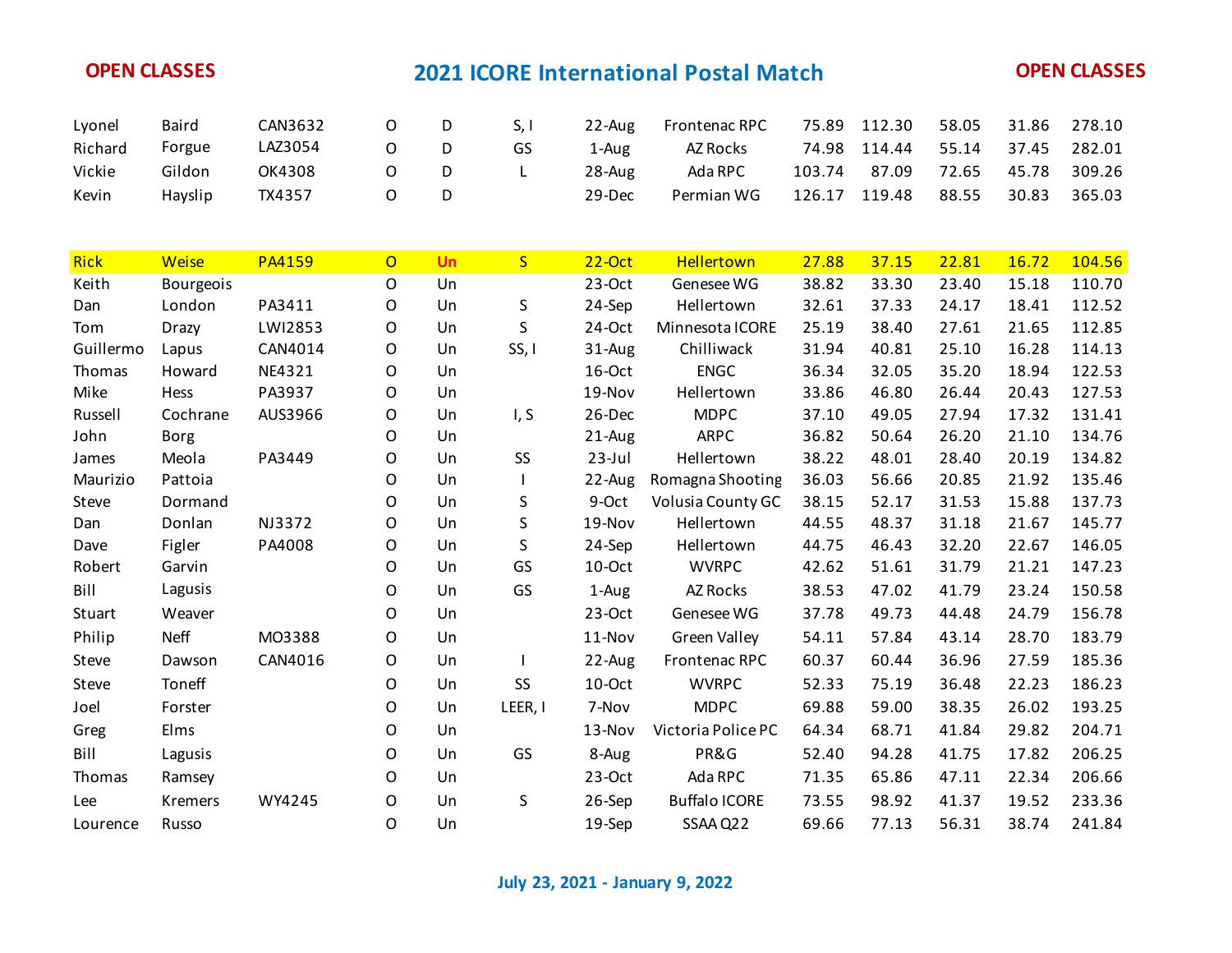**OPEN CLASSES**

# 2021 ICORE International Postal Match

**OPEN CLASSES**

| | | | | | | | | | | | | |
|---|---|---|---|---|---|---|---|---|---|---|---|---|
| Lyonel | Baird | CAN3632 | O | D | S, I | 22-Aug | Frontenac RPC | 75.89 | 112.30 | 58.05 | 31.86 | 278.10 |
| Richard | Forgue | LAZ3054 | O | D | GS | 1-Aug | AZ Rocks | 74.98 | 114.44 | 55.14 | 37.45 | 282.01 |
| Vickie | Gildon | OK4308 | O | D | L | 28-Aug | Ada RPC | 103.74 | 87.09 | 72.65 | 45.78 | 309.26 |
| Kevin | Hayslip | TX4357 | O | D | | 29-Dec | Permian WG | 126.17 | 119.48 | 88.55 | 30.83 | 365.03 |
| | | | | | | | | | | | | |
| Rick | Weise | PA4159 | O | Un | S | 22-Oct | Hellertown | 27.88 | 37.15 | 22.81 | 16.72 | 104.56 |
| Keith | Bourgeois | | O | Un | | 23-Oct | Genesee WG | 38.82 | 33.30 | 23.40 | 15.18 | 110.70 |
| Dan | London | PA3411 | O | Un | S | 24-Sep | Hellertown | 32.61 | 37.33 | 24.17 | 18.41 | 112.52 |
| Tom | Drazy | LWI2853 | O | Un | S | 24-Oct | Minnesota ICORE | 25.19 | 38.40 | 27.61 | 21.65 | 112.85 |
| Guillermo | Lapus | CAN4014 | O | Un | SS, I | 31-Aug | Chilliwack | 31.94 | 40.81 | 25.10 | 16.28 | 114.13 |
| Thomas | Howard | NE4321 | O | Un | | 16-Oct | ENGC | 36.34 | 32.05 | 35.20 | 18.94 | 122.53 |
| Mike | Hess | PA3937 | O | Un | | 19-Nov | Hellertown | 33.86 | 46.80 | 26.44 | 20.43 | 127.53 |
| Russell | Cochrane | AUS3966 | O | Un | I, S | 26-Dec | MDPC | 37.10 | 49.05 | 27.94 | 17.32 | 131.41 |
| John | Borg | | O | Un | | 21-Aug | ARPC | 36.82 | 50.64 | 26.20 | 21.10 | 134.76 |
| James | Meola | PA3449 | O | Un | SS | 23-Jul | Hellertown | 38.22 | 48.01 | 28.40 | 20.19 | 134.82 |
| Maurizio | Pattoia | | O | Un | I | 22-Aug | Romagna Shooting | 36.03 | 56.66 | 20.85 | 21.92 | 135.46 |
| Steve | Dormand | | O | Un | S | 9-Oct | Volusia County GC | 38.15 | 52.17 | 31.53 | 15.88 | 137.73 |
| Dan | Donlan | NJ3372 | O | Un | S | 19-Nov | Hellertown | 44.55 | 48.37 | 31.18 | 21.67 | 145.77 |
| Dave | Figler | PA4008 | O | Un | S | 24-Sep | Hellertown | 44.75 | 46.43 | 32.20 | 22.67 | 146.05 |
| Robert | Garvin | | O | Un | GS | 10-Oct | WVRPC | 42.62 | 51.61 | 31.79 | 21.21 | 147.23 |
| Bill | Lagusis | | O | Un | GS | 1-Aug | AZ Rocks | 38.53 | 47.02 | 41.79 | 23.24 | 150.58 |
| Stuart | Weaver | | O | Un | | 23-Oct | Genesee WG | 37.78 | 49.73 | 44.48 | 24.79 | 156.78 |
| Philip | Neff | MO3388 | O | Un | | 11-Nov | Green Valley | 54.11 | 57.84 | 43.14 | 28.70 | 183.79 |
| Steve | Dawson | CAN4016 | O | Un | I | 22-Aug | Frontenac RPC | 60.37 | 60.44 | 36.96 | 27.59 | 185.36 |
| Steve | Toneff | | O | Un | SS | 10-Oct | WVRPC | 52.33 | 75.19 | 36.48 | 22.23 | 186.23 |
| Joel | Forster | | O | Un | LEER, I | 7-Nov | MDPC | 69.88 | 59.00 | 38.35 | 26.02 | 193.25 |
| Greg | Elms | | O | Un | | 13-Nov | Victoria Police PC | 64.34 | 68.71 | 41.84 | 29.82 | 204.71 |
| Bill | Lagusis | | O | Un | GS | 8-Aug | PR&G | 52.40 | 94.28 | 41.75 | 17.82 | 206.25 |
| Thomas | Ramsey | | O | Un | | 23-Oct | Ada RPC | 71.35 | 65.86 | 47.11 | 22.34 | 206.66 |
| Lee | Kremers | WY4245 | O | Un | S | 26-Sep | Buffalo ICORE | 73.55 | 98.92 | 41.37 | 19.52 | 233.36 |
| Lourence | Russo | | O | Un | | 19-Sep | SSAA Q22 | 69.66 | 77.13 | 56.31 | 38.74 | 241.84 |

**July 23, 2021 - January 9, 2022**